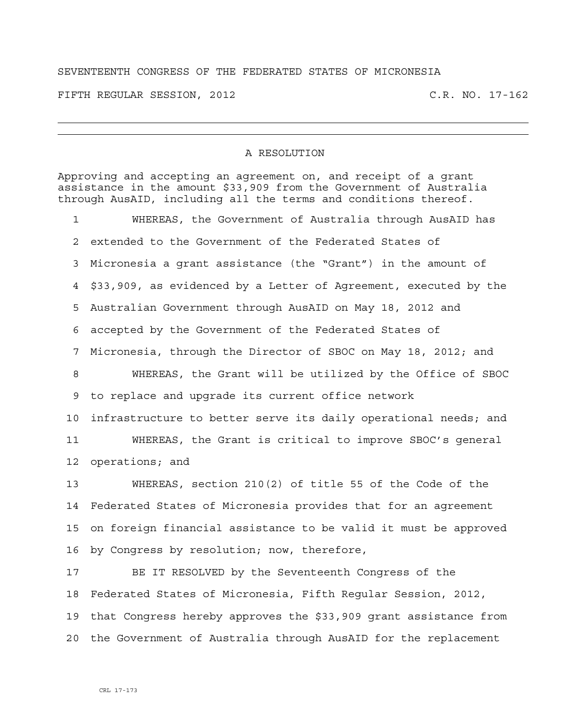SEVENTEENTH CONGRESS OF THE FEDERATED STATES OF MICRONESIA

FIFTH REGULAR SESSION, 2012 C.R. NO. 17-162

---

# A RESOLUTION

Approving and accepting an agreement on, and receipt of a grant assistance in the amount $33,909 from the Government of Australia through AusAID, including all the terms and conditions thereof.

1 WHEREAS, the Government of Australia through AusAID has
2 extended to the Government of the Federated States of
3 Micronesia a grant assistance (the "Grant") in the amount of
4 $33,909, as evidenced by a Letter of Agreement, executed by the
5 Australian Government through AusAID on May 18, 2012 and
6 accepted by the Government of the Federated States of
7 Micronesia, through the Director of SBOC on May 18, 2012; and
8 WHEREAS, the Grant will be utilized by the Office of SBOC
9 to replace and upgrade its current office network
10 infrastructure to better serve its daily operational needs; and
11 WHEREAS, the Grant is critical to improve SBOC's general
12 operations; and
13 WHEREAS, section 210(2) of title 55 of the Code of the
14 Federated States of Micronesia provides that for an agreement
15 on foreign financial assistance to be valid it must be approved
16 by Congress by resolution; now, therefore,
17 BE IT RESOLVED by the Seventeenth Congress of the
18 Federated States of Micronesia, Fifth Regular Session, 2012,
19 that Congress hereby approves the $33,909 grant assistance from
20 the Government of Australia through AusAID for the replacement

CRL 17-173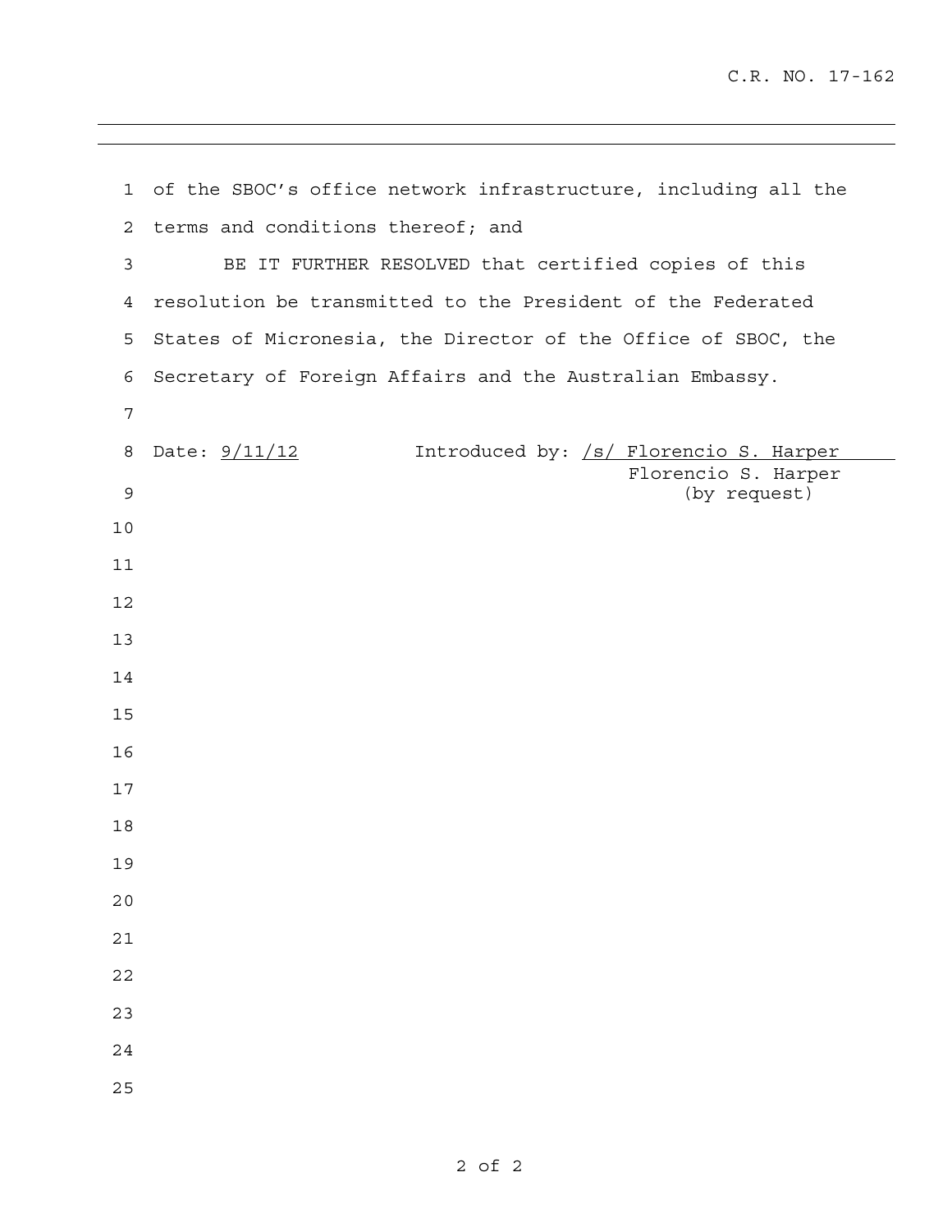of the SBOC's office network infrastructure, including all the terms and conditions thereof; and

BE IT FURTHER RESOLVED that certified copies of this resolution be transmitted to the President of the Federated States of Micronesia, the Director of the Office of SBOC, the Secretary of Foreign Affairs and the Australian Embassy.

Date: 9/11/12

Introduced by: /s/ Florencio S. Harper
Florencio S. Harper
(by request)